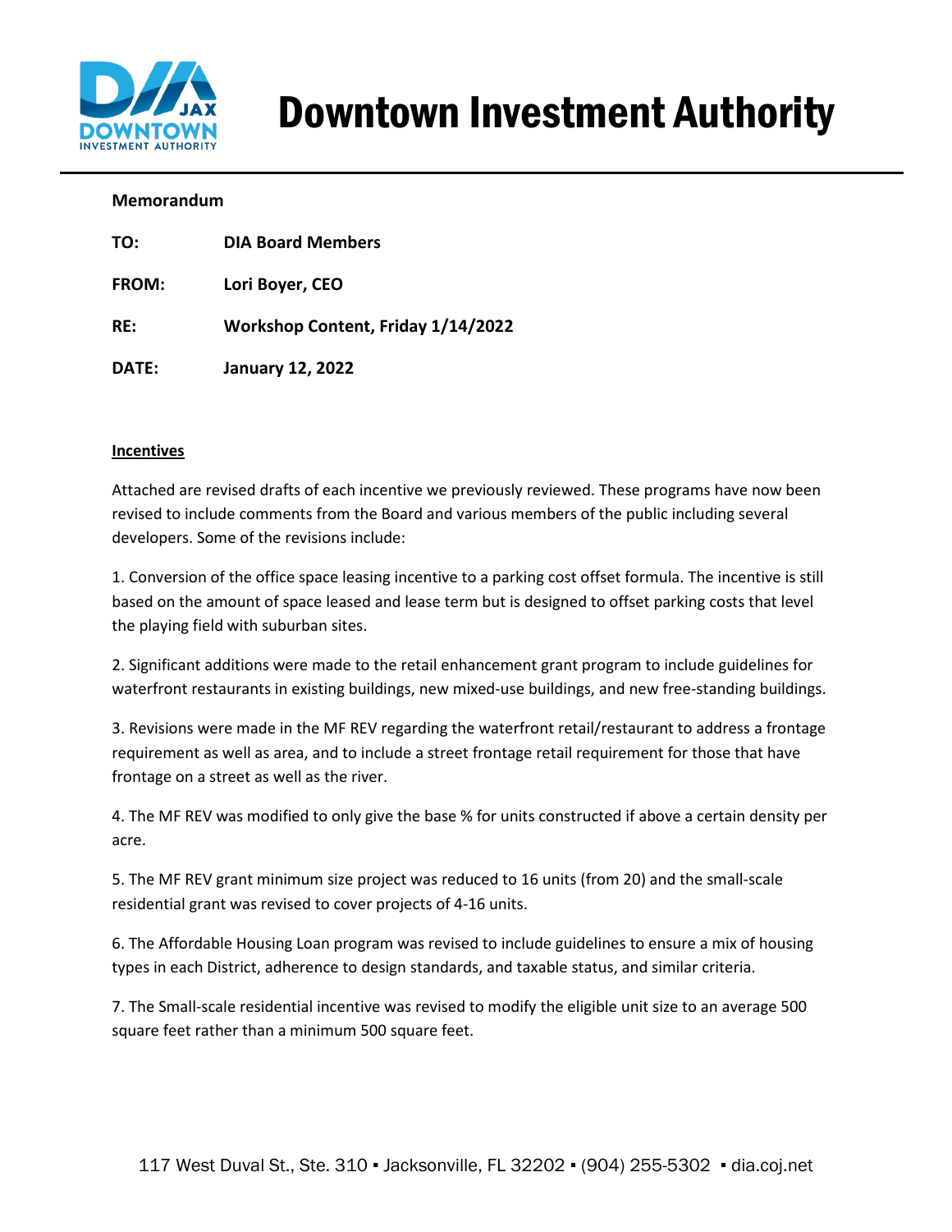# Downtown Investment Authority

**Memorandum**

**TO:** DIA Board Members

**FROM:** Lori Boyer, CEO

**RE:** Workshop Content, Friday 1/14/2022

**DATE:** January 12, 2022

**Incentives**

Attached are revised drafts of each incentive we previously reviewed. These programs have now been revised to include comments from the Board and various members of the public including several developers. Some of the revisions include:

1. Conversion of the office space leasing incentive to a parking cost offset formula. The incentive is still based on the amount of space leased and lease term but is designed to offset parking costs that level the playing field with suburban sites.

2. Significant additions were made to the retail enhancement grant program to include guidelines for waterfront restaurants in existing buildings, new mixed-use buildings, and new free-standing buildings.

3. Revisions were made in the MF REV regarding the waterfront retail/restaurant to address a frontage requirement as well as area, and to include a street frontage retail requirement for those that have frontage on a street as well as the river.

4. The MF REV was modified to only give the base % for units constructed if above a certain density per acre.

5. The MF REV grant minimum size project was reduced to 16 units (from 20) and the small-scale residential grant was revised to cover projects of 4-16 units.

6. The Affordable Housing Loan program was revised to include guidelines to ensure a mix of housing types in each District, adherence to design standards, and taxable status, and similar criteria.

7. The Small-scale residential incentive was revised to modify the eligible unit size to an average 500 square feet rather than a minimum 500 square feet.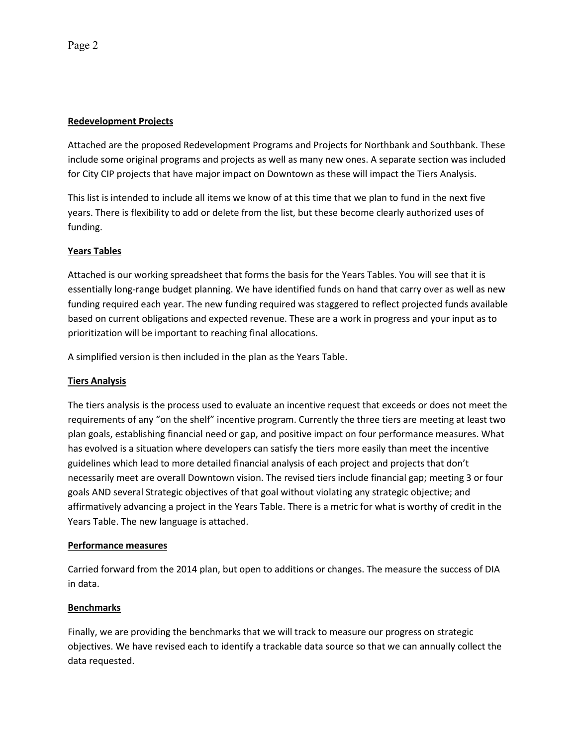**Redevelopment Projects**

Attached are the proposed Redevelopment Programs and Projects for Northbank and Southbank. These include some original programs and projects as well as many new ones. A separate section was included for City CIP projects that have major impact on Downtown as these will impact the Tiers Analysis.

This list is intended to include all items we know of at this time that we plan to fund in the next five years. There is flexibility to add or delete from the list, but these become clearly authorized uses of funding.

**Years Tables**

Attached is our working spreadsheet that forms the basis for the Years Tables. You will see that it is essentially long-range budget planning. We have identified funds on hand that carry over as well as new funding required each year. The new funding required was staggered to reflect projected funds available based on current obligations and expected revenue. These are a work in progress and your input as to prioritization will be important to reaching final allocations.

A simplified version is then included in the plan as the Years Table.

**Tiers Analysis**

The tiers analysis is the process used to evaluate an incentive request that exceeds or does not meet the requirements of any "on the shelf" incentive program. Currently the three tiers are meeting at least two plan goals, establishing financial need or gap, and positive impact on four performance measures. What has evolved is a situation where developers can satisfy the tiers more easily than meet the incentive guidelines which lead to more detailed financial analysis of each project and projects that don't necessarily meet are overall Downtown vision. The revised tiers include financial gap; meeting 3 or four goals AND several Strategic objectives of that goal without violating any strategic objective; and affirmatively advancing a project in the Years Table. There is a metric for what is worthy of credit in the Years Table. The new language is attached.

**Performance measures**

Carried forward from the 2014 plan, but open to additions or changes. The measure the success of DIA in data.

**Benchmarks**

Finally, we are providing the benchmarks that we will track to measure our progress on strategic objectives. We have revised each to identify a trackable data source so that we can annually collect the data requested.